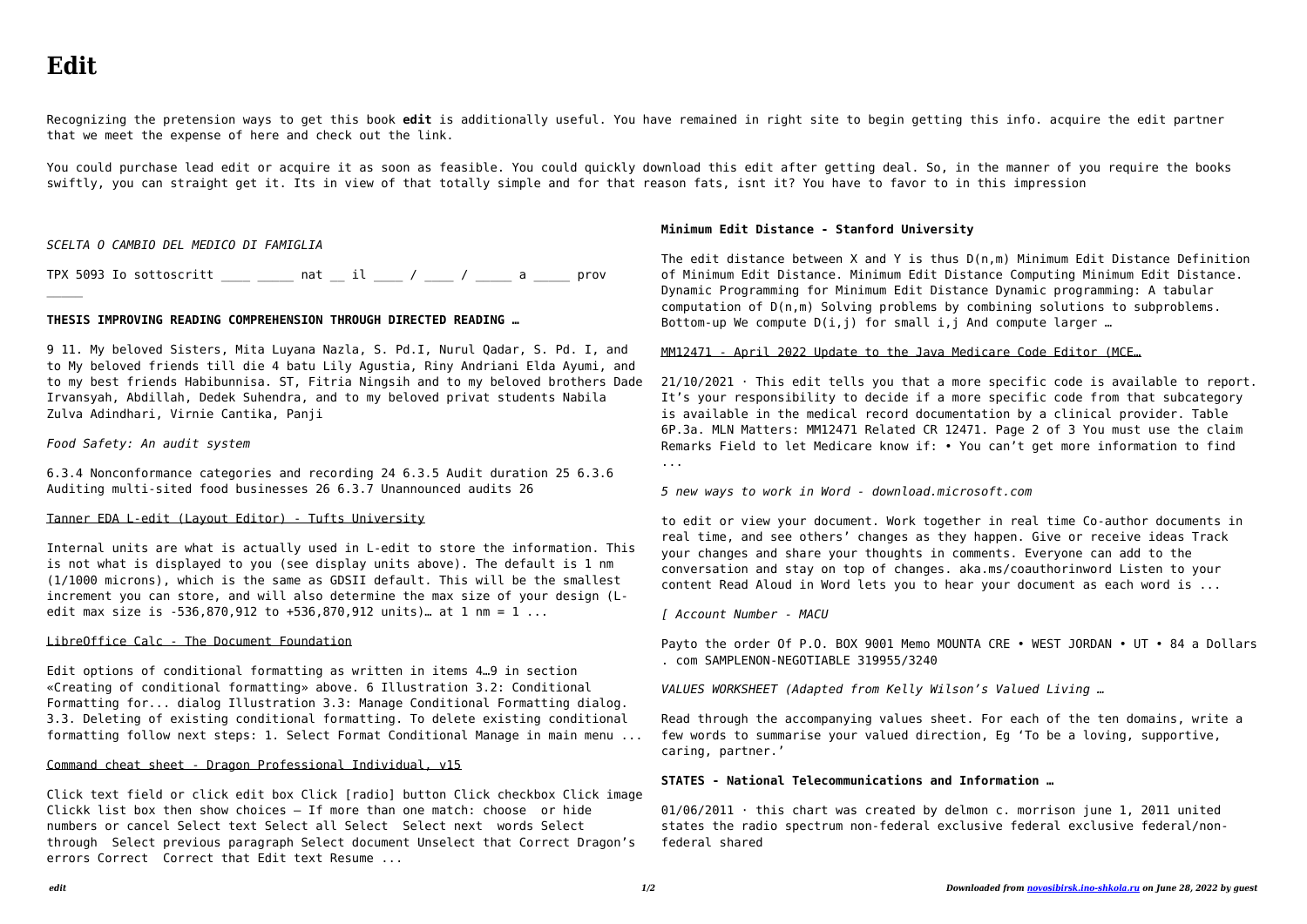# Edit

Recognizing the pretension ways to get this book **edit** is additionally useful. You have remained in right site to begin getting this info. acquire the edit partner that we meet the expense of here and check out the link.

You could purchase lead edit or acquire it as soon as feasible. You could quickly download this edit after getting deal. So, in the manner of you require the books swiftly, you can straight get it. Its in view of that totally simple and for that reason fats, isnt it? You have to favor to in this impression

*SCELTA O CAMBIO DEL MEDICO DI FAMIGLIA*

TPX 5093 Io sottoscritt ____ _____ nat __ il ____ / ____ / _____ a _____ prov _____

**THESIS IMPROVING READING COMPREHENSION THROUGH DIRECTED READING …**

9 11. My beloved Sisters, Mita Luyana Nazla, S. Pd.I, Nurul Qadar, S. Pd. I, and to My beloved friends till die 4 batu Lily Agustia, Riny Andriani Elda Ayumi, and to my best friends Habibunnisa. ST, Fitria Ningsih and to my beloved brothers Dade Irvansyah, Abdillah, Dedek Suhendra, and to my beloved privat students Nabila Zulva Adindhari, Virnie Cantika, Panji

*Food Safety: An audit system*

6.3.4 Nonconformance categories and recording 24 6.3.5 Audit duration 25 6.3.6 Auditing multi-sited food businesses 26 6.3.7 Unannounced audits 26

Tanner EDA L-edit (Layout Editor) - Tufts University

Internal units are what is actually used in L-edit to store the information. This is not what is displayed to you (see display units above). The default is 1 nm (1/1000 microns), which is the same as GDSII default. This will be the smallest increment you can store, and will also determine the max size of your design (L-edit max size is -536,870,912 to +536,870,912 units)… at 1 nm = 1 ...

LibreOffice Calc - The Document Foundation

Edit options of conditional formatting as written in items 4…9 in section «Creating of conditional formatting» above. 6 Illustration 3.2: Conditional Formatting for... dialog Illustration 3.3: Manage Conditional Formatting dialog. 3.3. Deleting of existing conditional formatting. To delete existing conditional formatting follow next steps: 1. Select Format Conditional Manage in main menu ...

Command cheat sheet - Dragon Professional Individual, v15

Click text field or click edit box Click [radio] button Click checkbox Click image Clickk list box then show choices — If more than one match: choose or hide numbers or cancel Select text Select all Select Select next words Select through Select previous paragraph Select document Unselect that Correct Dragon's errors Correct Correct that Edit text Resume ...

**Minimum Edit Distance - Stanford University**

The edit distance between X and Y is thus D(n,m) Minimum Edit Distance Definition of Minimum Edit Distance. Minimum Edit Distance Computing Minimum Edit Distance. Dynamic Programming for Minimum Edit Distance Dynamic programming: A tabular computation of D(n,m) Solving problems by combining solutions to subproblems. Bottom-up We compute D(i,j) for small i,j And compute larger …

MM12471 - April 2022 Update to the Java Medicare Code Editor (MCE…

21/10/2021 · This edit tells you that a more specific code is available to report. It's your responsibility to decide if a more specific code from that subcategory is available in the medical record documentation by a clinical provider. Table 6P.3a. MLN Matters: MM12471 Related CR 12471. Page 2 of 3 You must use the claim Remarks Field to let Medicare know if: • You can't get more information to find ...

*5 new ways to work in Word - download.microsoft.com*

to edit or view your document. Work together in real time Co-author documents in real time, and see others' changes as they happen. Give or receive ideas Track your changes and share your thoughts in comments. Everyone can add to the conversation and stay on top of changes. aka.ms/coauthorinword Listen to your content Read Aloud in Word lets you to hear your document as each word is ...

*[ Account Number - MACU*

Payto the order Of P.O. BOX 9001 Memo MOUNTA CRE • WEST JORDAN • UT • 84 a Dollars . com SAMPLENON-NEGOTIABLE 319955/3240

*VALUES WORKSHEET (Adapted from Kelly Wilson's Valued Living …*

Read through the accompanying values sheet. For each of the ten domains, write a few words to summarise your valued direction, Eg 'To be a loving, supportive, caring, partner.'

**STATES - National Telecommunications and Information …**

01/06/2011 · this chart was created by delmon c. morrison june 1, 2011 united states the radio spectrum non-federal exclusive federal exclusive federal/non-federal shared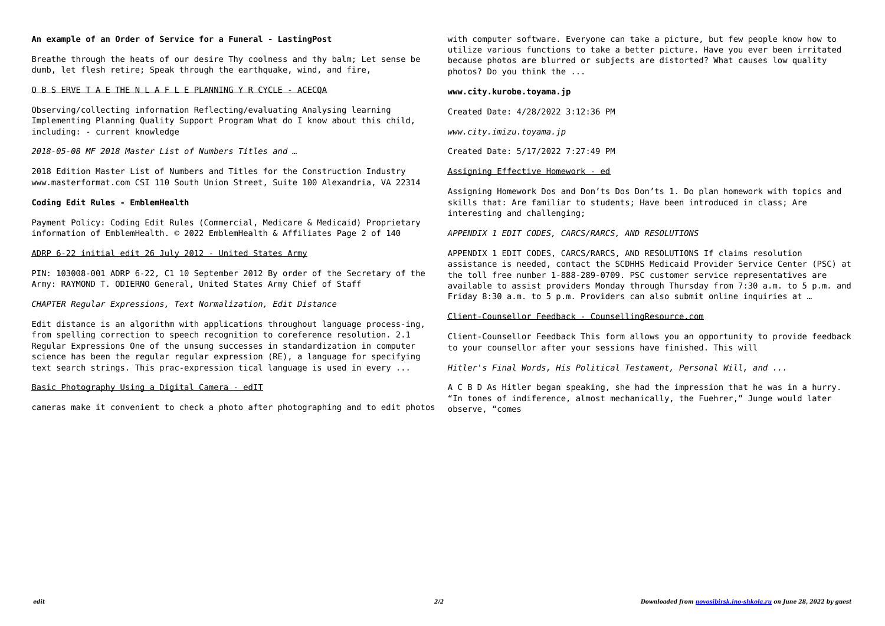**An example of an Order of Service for a Funeral - LastingPost**

Breathe through the heats of our desire Thy coolness and thy balm; Let sense be dumb, let flesh retire; Speak through the earthquake, wind, and fire,

O B S ERVE T A E THE N L A F L E PLANNING Y R CYCLE - ACECQA

Observing/collecting information Reflecting/evaluating Analysing learning Implementing Planning Quality Support Program What do I know about this child, including: - current knowledge

*2018-05-08 MF 2018 Master List of Numbers Titles and …*

2018 Edition Master List of Numbers and Titles for the Construction Industry www.masterformat.com CSI 110 South Union Street, Suite 100 Alexandria, VA 22314

**Coding Edit Rules - EmblemHealth**

Payment Policy: Coding Edit Rules (Commercial, Medicare & Medicaid) Proprietary information of EmblemHealth. © 2022 EmblemHealth & Affiliates Page 2 of 140

ADRP 6-22 initial edit 26 July 2012 - United States Army

PIN: 103008-001 ADRP 6-22, C1 10 September 2012 By order of the Secretary of the Army: RAYMOND T. ODIERNO General, United States Army Chief of Staff

*CHAPTER Regular Expressions, Text Normalization, Edit Distance*

Edit distance is an algorithm with applications throughout language process-ing, from spelling correction to speech recognition to coreference resolution. 2.1 Regular Expressions One of the unsung successes in standardization in computer science has been the regular regular expression (RE), a language for specifying text search strings. This prac-expression tical language is used in every ...

Basic Photography Using a Digital Camera - edIT

cameras make it convenient to check a photo after photographing and to edit photos with computer software. Everyone can take a picture, but few people know how to utilize various functions to take a better picture. Have you ever been irritated because photos are blurred or subjects are distorted? What causes low quality photos? Do you think the ...

**www.city.kurobe.toyama.jp**

Created Date: 4/28/2022 3:12:36 PM

*www.city.imizu.toyama.jp*

Created Date: 5/17/2022 7:27:49 PM

Assigning Effective Homework - ed

Assigning Homework Dos and Don'ts Dos Don'ts 1. Do plan homework with topics and skills that: Are familiar to students; Have been introduced in class; Are interesting and challenging;

*APPENDIX 1 EDIT CODES, CARCS/RARCS, AND RESOLUTIONS*

APPENDIX 1 EDIT CODES, CARCS/RARCS, AND RESOLUTIONS If claims resolution assistance is needed, contact the SCDHHS Medicaid Provider Service Center (PSC) at the toll free number 1-888-289-0709. PSC customer service representatives are available to assist providers Monday through Thursday from 7:30 a.m. to 5 p.m. and Friday 8:30 a.m. to 5 p.m. Providers can also submit online inquiries at …

Client-Counsellor Feedback - CounsellingResource.com

Client-Counsellor Feedback This form allows you an opportunity to provide feedback to your counsellor after your sessions have finished. This will

*Hitler's Final Words, His Political Testament, Personal Will, and ...*

A C B D As Hitler began speaking, she had the impression that he was in a hurry. "In tones of indifference, almost mechanically, the Fuehrer," Junge would later observe, "comes